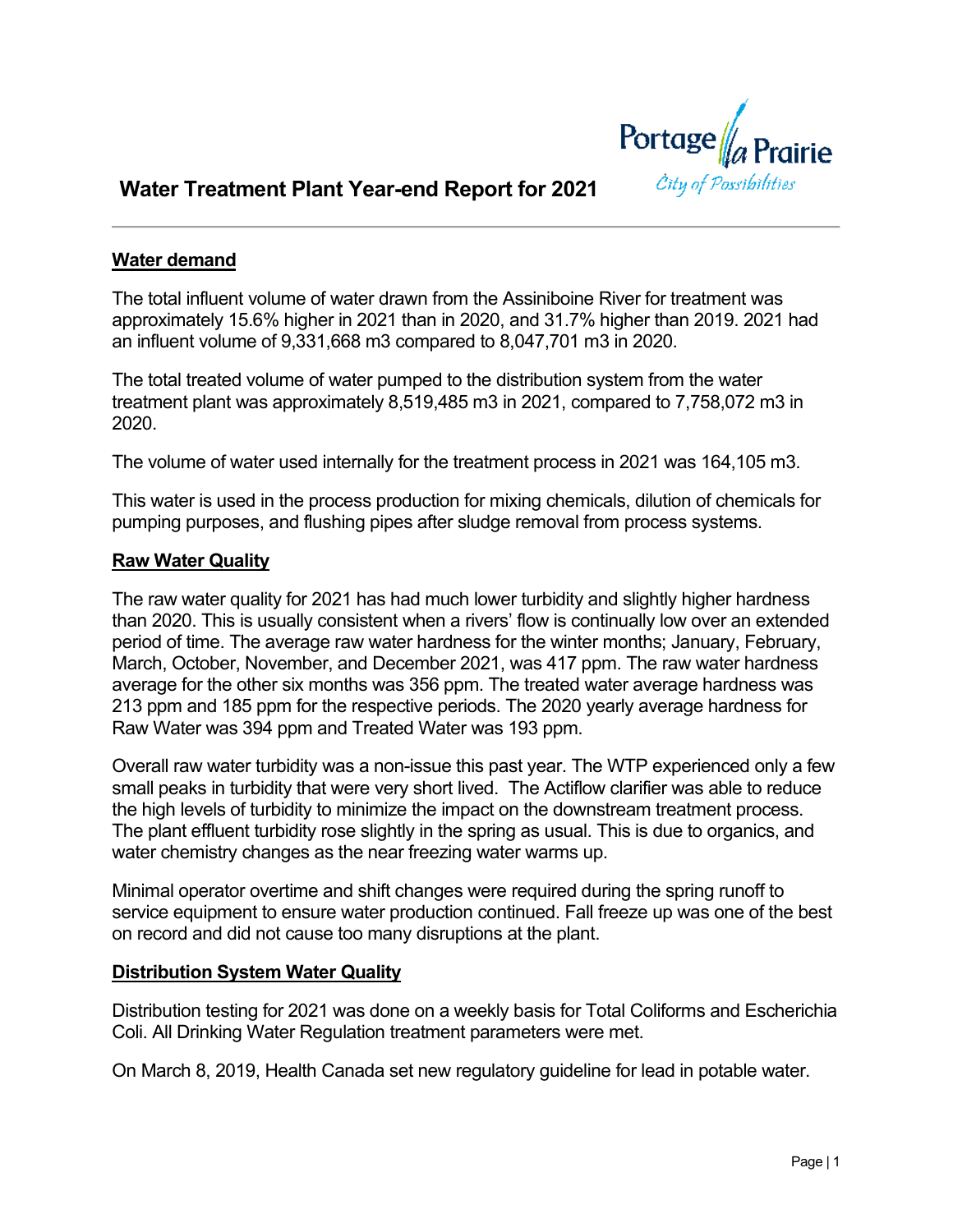// Water Treatment Plant Year-end Report for 2021

Portage la Prairie
City of Possibilities

## Water demand

The total influent volume of water drawn from the Assiniboine River for treatment was approximately 15.6% higher in 2021 than in 2020, and 31.7% higher than 2019. 2021 had an influent volume of 9,331,668 m3 compared to 8,047,701 m3 in 2020.

The total treated volume of water pumped to the distribution system from the water treatment plant was approximately 8,519,485 m3 in 2021, compared to 7,758,072 m3 in 2020.

The volume of water used internally for the treatment process in 2021 was 164,105 m3.

This water is used in the process production for mixing chemicals, dilution of chemicals for pumping purposes, and flushing pipes after sludge removal from process systems.

## Raw Water Quality

The raw water quality for 2021 has had much lower turbidity and slightly higher hardness than 2020. This is usually consistent when a rivers' flow is continually low over an extended period of time. The average raw water hardness for the winter months; January, February, March, October, November, and December 2021, was 417 ppm. The raw water hardness average for the other six months was 356 ppm. The treated water average hardness was 213 ppm and 185 ppm for the respective periods. The 2020 yearly average hardness for Raw Water was 394 ppm and Treated Water was 193 ppm.

Overall raw water turbidity was a non-issue this past year. The WTP experienced only a few small peaks in turbidity that were very short lived. The Actiflow clarifier was able to reduce the high levels of turbidity to minimize the impact on the downstream treatment process. The plant effluent turbidity rose slightly in the spring as usual. This is due to organics, and water chemistry changes as the near freezing water warms up.

Minimal operator overtime and shift changes were required during the spring runoff to service equipment to ensure water production continued. Fall freeze up was one of the best on record and did not cause too many disruptions at the plant.

## Distribution System Water Quality

Distribution testing for 2021 was done on a weekly basis for Total Coliforms and Escherichia Coli. All Drinking Water Regulation treatment parameters were met.

On March 8, 2019, Health Canada set new regulatory guideline for lead in potable water.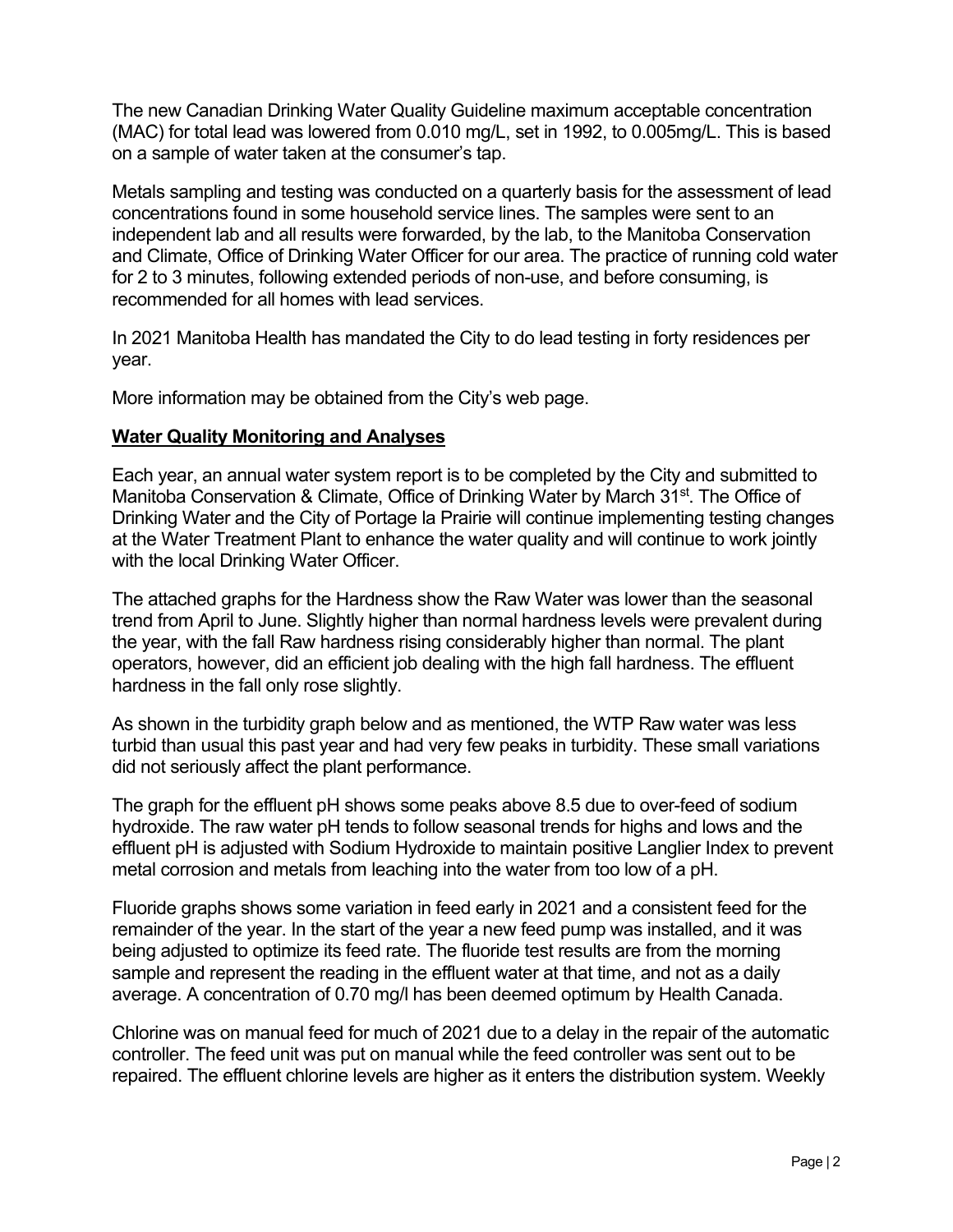The new Canadian Drinking Water Quality Guideline maximum acceptable concentration (MAC) for total lead was lowered from 0.010 mg/L, set in 1992, to 0.005mg/L. This is based on a sample of water taken at the consumer's tap.

Metals sampling and testing was conducted on a quarterly basis for the assessment of lead concentrations found in some household service lines. The samples were sent to an independent lab and all results were forwarded, by the lab, to the Manitoba Conservation and Climate, Office of Drinking Water Officer for our area. The practice of running cold water for 2 to 3 minutes, following extended periods of non-use, and before consuming, is recommended for all homes with lead services.

In 2021 Manitoba Health has mandated the City to do lead testing in forty residences per year.

More information may be obtained from the City's web page.

**Water Quality Monitoring and Analyses**

Each year, an annual water system report is to be completed by the City and submitted to Manitoba Conservation & Climate, Office of Drinking Water by March 31st. The Office of Drinking Water and the City of Portage la Prairie will continue implementing testing changes at the Water Treatment Plant to enhance the water quality and will continue to work jointly with the local Drinking Water Officer.

The attached graphs for the Hardness show the Raw Water was lower than the seasonal trend from April to June. Slightly higher than normal hardness levels were prevalent during the year, with the fall Raw hardness rising considerably higher than normal. The plant operators, however, did an efficient job dealing with the high fall hardness. The effluent hardness in the fall only rose slightly.

As shown in the turbidity graph below and as mentioned, the WTP Raw water was less turbid than usual this past year and had very few peaks in turbidity. These small variations did not seriously affect the plant performance.

The graph for the effluent pH shows some peaks above 8.5 due to over-feed of sodium hydroxide. The raw water pH tends to follow seasonal trends for highs and lows and the effluent pH is adjusted with Sodium Hydroxide to maintain positive Langlier Index to prevent metal corrosion and metals from leaching into the water from too low of a pH.

Fluoride graphs shows some variation in feed early in 2021 and a consistent feed for the remainder of the year. In the start of the year a new feed pump was installed, and it was being adjusted to optimize its feed rate. The fluoride test results are from the morning sample and represent the reading in the effluent water at that time, and not as a daily average. A concentration of 0.70 mg/l has been deemed optimum by Health Canada.

Chlorine was on manual feed for much of 2021 due to a delay in the repair of the automatic controller. The feed unit was put on manual while the feed controller was sent out to be repaired. The effluent chlorine levels are higher as it enters the distribution system. Weekly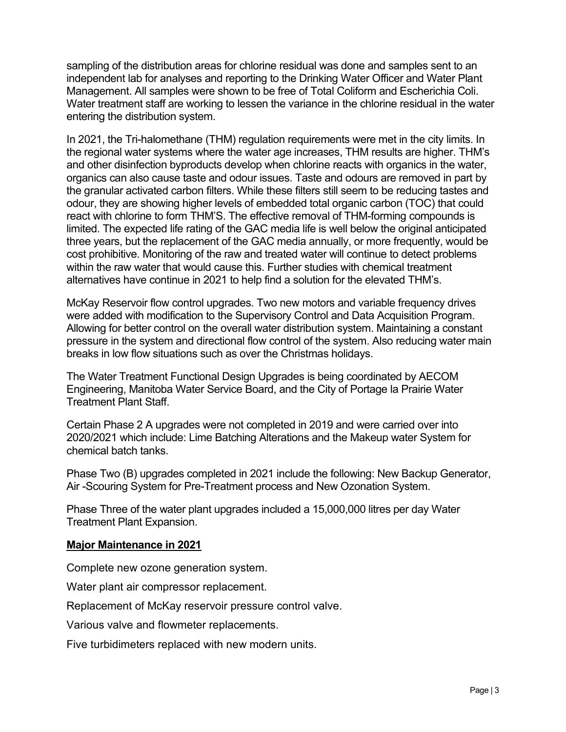sampling of the distribution areas for chlorine residual was done and samples sent to an independent lab for analyses and reporting to the Drinking Water Officer and Water Plant Management. All samples were shown to be free of Total Coliform and Escherichia Coli. Water treatment staff are working to lessen the variance in the chlorine residual in the water entering the distribution system.

In 2021, the Tri-halomethane (THM) regulation requirements were met in the city limits. In the regional water systems where the water age increases, THM results are higher. THM's and other disinfection byproducts develop when chlorine reacts with organics in the water, organics can also cause taste and odour issues. Taste and odours are removed in part by the granular activated carbon filters. While these filters still seem to be reducing tastes and odour, they are showing higher levels of embedded total organic carbon (TOC) that could react with chlorine to form THM'S. The effective removal of THM-forming compounds is limited. The expected life rating of the GAC media life is well below the original anticipated three years, but the replacement of the GAC media annually, or more frequently, would be cost prohibitive. Monitoring of the raw and treated water will continue to detect problems within the raw water that would cause this. Further studies with chemical treatment alternatives have continue in 2021 to help find a solution for the elevated THM's.

McKay Reservoir flow control upgrades. Two new motors and variable frequency drives were added with modification to the Supervisory Control and Data Acquisition Program. Allowing for better control on the overall water distribution system. Maintaining a constant pressure in the system and directional flow control of the system. Also reducing water main breaks in low flow situations such as over the Christmas holidays.

The Water Treatment Functional Design Upgrades is being coordinated by AECOM Engineering, Manitoba Water Service Board, and the City of Portage la Prairie Water Treatment Plant Staff.

Certain Phase 2 A upgrades were not completed in 2019 and were carried over into 2020/2021 which include: Lime Batching Alterations and the Makeup water System for chemical batch tanks.

Phase Two (B) upgrades completed in 2021 include the following: New Backup Generator, Air -Scouring System for Pre-Treatment process and New Ozonation System.

Phase Three of the water plant upgrades included a 15,000,000 litres per day Water Treatment Plant Expansion.

**Major Maintenance in 2021**

Complete new ozone generation system.

Water plant air compressor replacement.

Replacement of McKay reservoir pressure control valve.

Various valve and flowmeter replacements.

Five turbidimeters replaced with new modern units.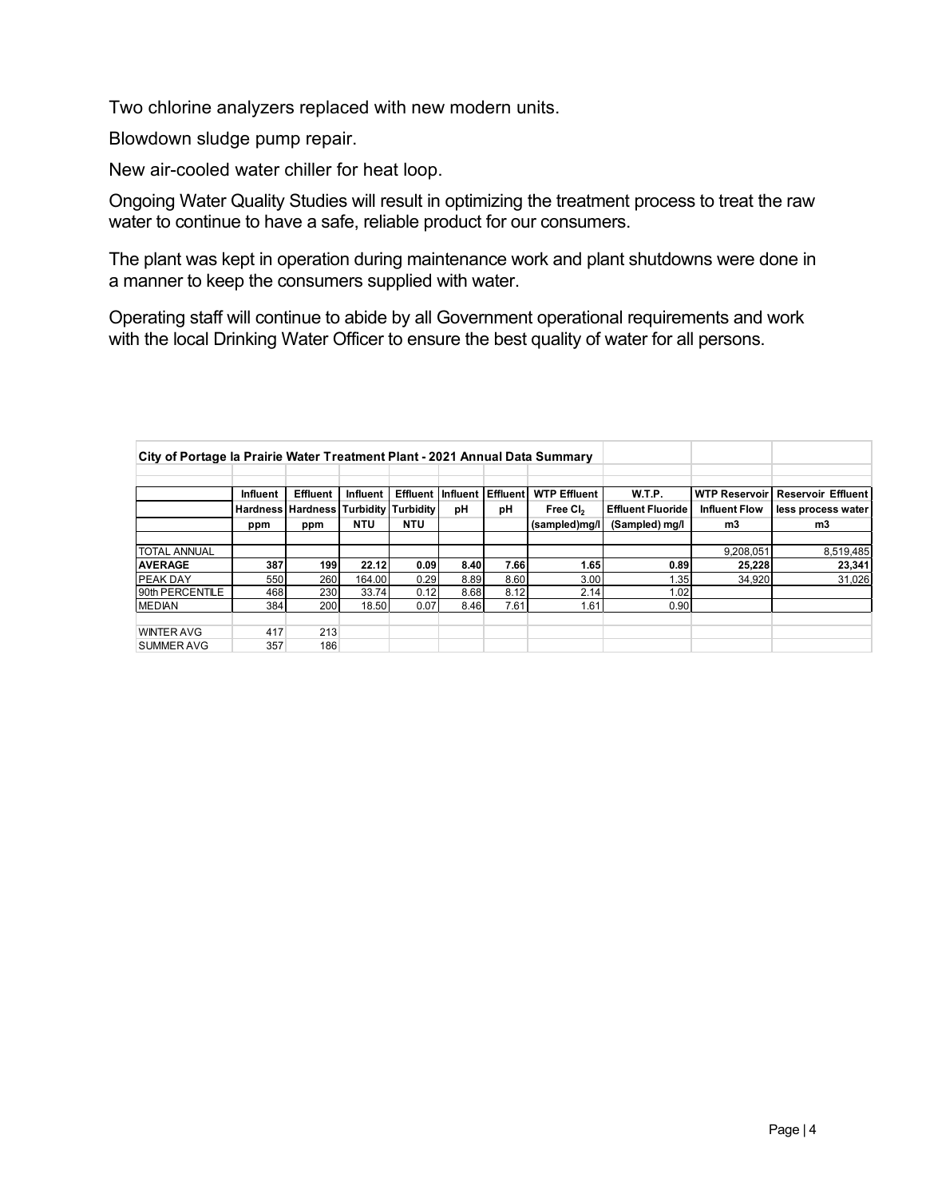Two chlorine analyzers replaced with new modern units.

Blowdown sludge pump repair.

New air-cooled water chiller for heat loop.

Ongoing Water Quality Studies will result in optimizing the treatment process to treat the raw water to continue to have a safe, reliable product for our consumers.

The plant was kept in operation during maintenance work and plant shutdowns were done in a manner to keep the consumers supplied with water.

Operating staff will continue to abide by all Government operational requirements and work with the local Drinking Water Officer to ensure the best quality of water for all persons.

**City of Portage la Prairie Water Treatment Plant - 2021 Annual Data Summary**

| | Influent Hardness ppm | Effluent Hardness ppm | Influent Turbidity NTU | Effluent Turbidity NTU | Influent pH | Effluent pH | WTP Effluent Free $Cl_2$ (sampled)mg/l | W.T.P. Effluent Fluoride (Sampled) mg/l | WTP Reservoir Influent Flow m3 | Reservoir Effluent less process water m3 |
|---|---|---|---|---|---|---|---|---|---|---|
| TOTAL ANNUAL | | | | | | | | | 9,208,051 | 8,519,485 |
| **AVERAGE** | **387** | **199** | **22.12** | **0.09** | **8.40** | **7.66** | **1.65** | **0.89** | **25,228** | **23,341** |
| PEAK DAY | 550 | 260 | 164.00 | 0.29 | 8.89 | 8.60 | 3.00 | 1.35 | 34,920 | 31,026 |
| 90th PERCENTILE | 468 | 230 | 33.74 | 0.12 | 8.68 | 8.12 | 2.14 | 1.02 | | |
| MEDIAN | 384 | 200 | 18.50 | 0.07 | 8.46 | 7.61 | 1.61 | 0.90 | | |
| WINTER AVG | 417 | 213 | | | | | | | | |
| SUMMER AVG | 357 | 186 | | | | | | | | |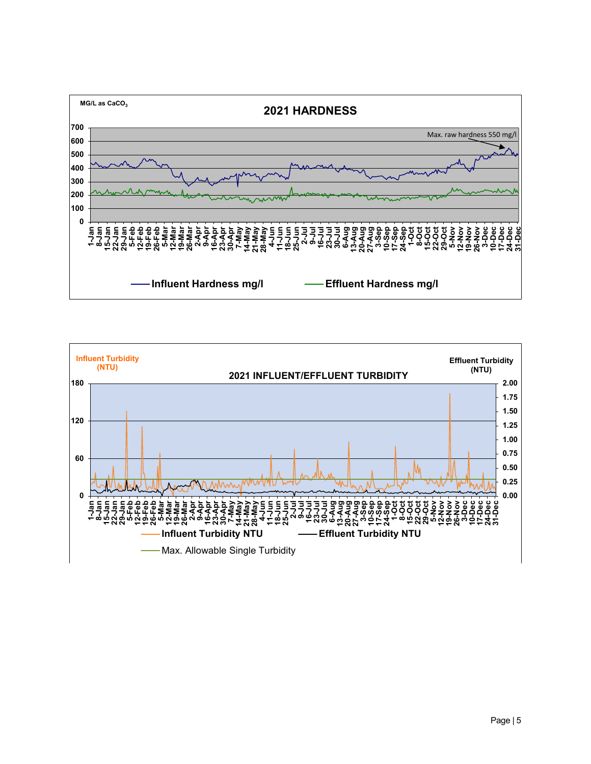MG/L as $CaCO_3$

## 2021 HARDNESS

700
600
500
400
300
200
100
0

Max. raw hardness 550 mg/l

1-Jan, 8-Jan, 15-Jan, 22-Jan, 29-Jan, 5-Feb, 12-Feb, 19-Feb, 26-Feb, 5-Mar, 12-Mar, 19-Mar, 26-Mar, 2-Apr, 9-Apr, 16-Apr, 23-Apr, 30-Apr, 7-May, 14-May, 21-May, 28-May, 4-Jun, 11-Jun, 18-Jun, 25-Jun, 2-Jul, 9-Jul, 16-Jul, 23-Jul, 30-Jul, 6-Aug, 13-Aug, 20-Aug, 27-Aug, 3-Sep, 10-Sep, 17-Sep, 24-Sep, 1-Oct, 8-Oct, 15-Oct, 22-Oct, 29-Oct, 5-Nov, 12-Nov, 19-Nov, 26-Nov, 3-Dec, 10-Dec, 17-Dec, 24-Dec, 31-Dec

Influent Hardness mg/l — Effluent Hardness mg/l

Influent Turbidity (NTU)

## 2021 INFLUENT/EFFLUENT TURBIDITY

Effluent Turbidity (NTU)

180 / 2.00
1.75
120 / 1.50
1.25
1.00
60 / 0.75
0.50
0.25
0 / 0.00

1-Jan, 8-Jan, 15-Jan, 22-Jan, 29-Jan, 5-Feb, 12-Feb, 19-Feb, 26-Feb, 5-Mar, 12-Mar, 19-Mar, 26-Mar, 2-Apr, 9-Apr, 16-Apr, 23-Apr, 30-Apr, 7-May, 14-May, 21-May, 28-May, 4-Jun, 11-Jun, 18-Jun, 25-Jun, 2-Jul, 9-Jul, 16-Jul, 23-Jul, 30-Jul, 6-Aug, 13-Aug, 20-Aug, 27-Aug, 3-Sep, 10-Sep, 17-Sep, 24-Sep, 1-Oct, 8-Oct, 15-Oct, 22-Oct, 29-Oct, 5-Nov, 12-Nov, 19-Nov, 26-Nov, 3-Dec, 10-Dec, 17-Dec, 24-Dec, 31-Dec

Influent Turbidity NTU — Effluent Turbidity NTU

Max. Allowable Single Turbidity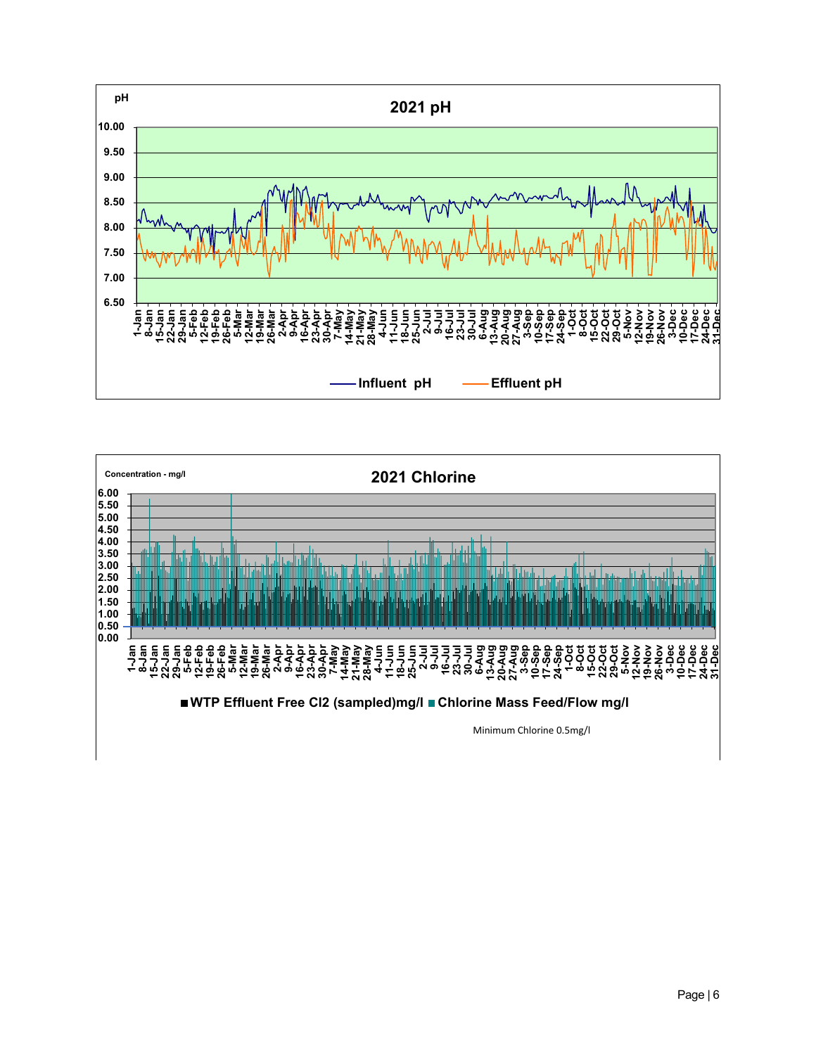pH

## 2021 pH

10.00
9.50
9.00
8.50
8.00
7.50
7.00
6.50

1-Jan 8-Jan 15-Jan 22-Jan 29-Jan 5-Feb 12-Feb 19-Feb 26-Feb 5-Mar 12-Mar 19-Mar 26-Mar 2-Apr 9-Apr 16-Apr 23-Apr 30-Apr 7-May 14-May 21-May 28-May 4-Jun 11-Jun 18-Jun 25-Jun 2-Jul 9-Jul 16-Jul 23-Jul 30-Jul 6-Aug 13-Aug 20-Aug 27-Aug 3-Sep 10-Sep 17-Sep 24-Sep 1-Oct 8-Oct 15-Oct 22-Oct 29-Oct 5-Nov 12-Nov 19-Nov 26-Nov 3-Dec 10-Dec 17-Dec 24-Dec 31-Dec

**Influent pH** **Effluent pH**

Concentration - mg/l

## 2021 Chlorine

6.00
5.50
5.00
4.50
4.00
3.50
3.00
2.50
2.00
1.50
1.00
0.50
0.00

1-Jan 8-Jan 15-Jan 22-Jan 29-Jan 5-Feb 12-Feb 19-Feb 26-Feb 5-Mar 12-Mar 19-Mar 26-Mar 2-Apr 9-Apr 16-Apr 23-Apr 30-Apr 7-May 14-May 21-May 28-May 4-Jun 11-Jun 18-Jun 25-Jun 2-Jul 9-Jul 16-Jul 23-Jul 30-Jul 6-Aug 13-Aug 20-Aug 27-Aug 3-Sep 10-Sep 17-Sep 24-Sep 1-Oct 8-Oct 15-Oct 22-Oct 29-Oct 5-Nov 12-Nov 19-Nov 26-Nov 3-Dec 10-Dec 17-Dec 24-Dec 31-Dec

**WTP Effluent Free Cl2 (sampled)mg/l** **Chlorine Mass Feed/Flow mg/l**

Minimum Chlorine 0.5mg/l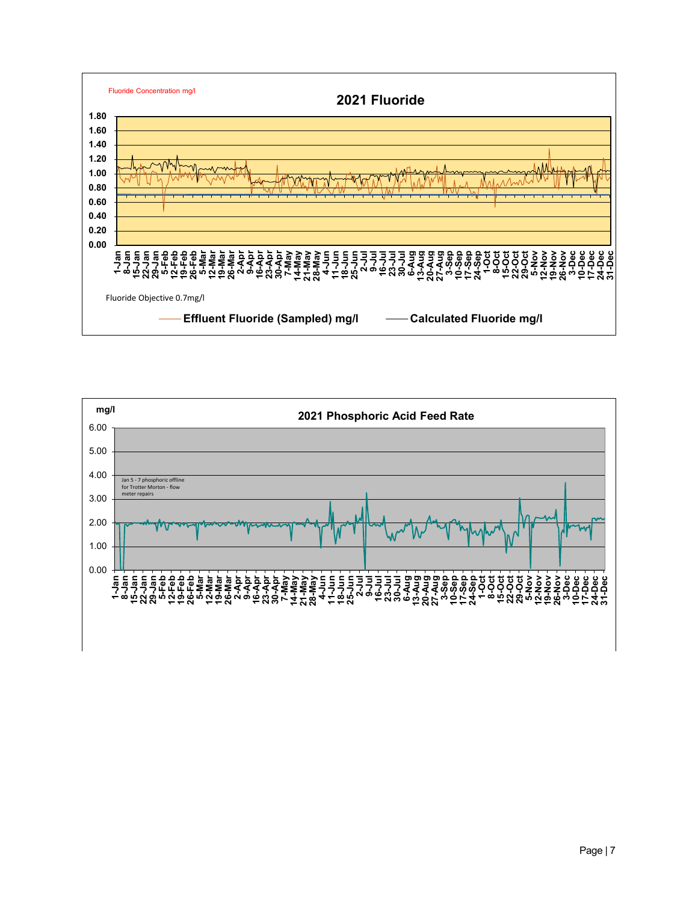Fluoride Concentration mg/l

**2021 Fluoride**

Fluoride Objective 0.7mg/l

Effluent Fluoride (Sampled) mg/l — Calculated Fluoride mg/l

mg/l

**2021 Phosphoric Acid Feed Rate**

Jan 5 - 7 phosphoric offline for Trotter Morton - flow meter repairs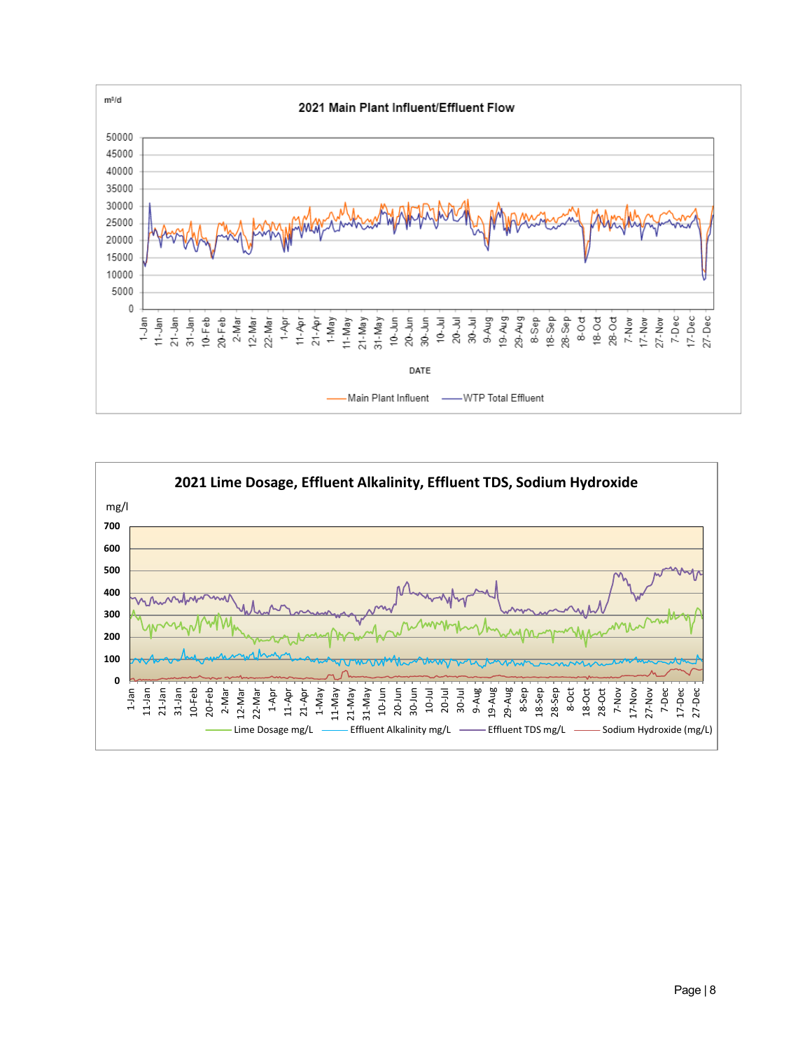**2021 Main Plant Influent/Effluent Flow**

m³/d

Main Plant Influent — WTP Total Effluent

DATE

**2021 Lime Dosage, Effluent Alkalinity, Effluent TDS, Sodium Hydroxide**

mg/l

Lime Dosage mg/L — Effluent Alkalinity mg/L — Effluent TDS mg/L — Sodium Hydroxide (mg/L)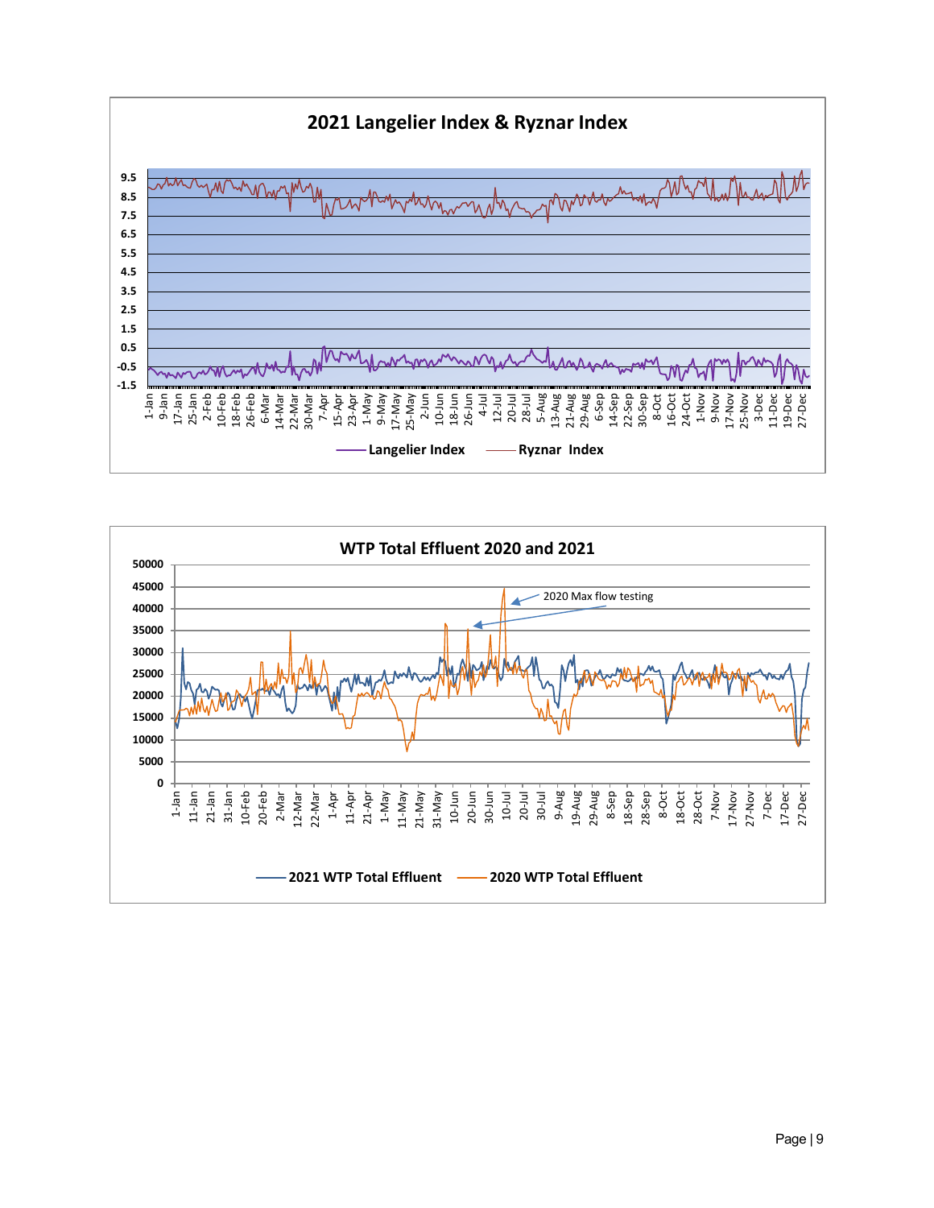## 2021 Langelier Index & Ryznar Index

9.5
8.5
7.5
6.5
5.5
4.5
3.5
2.5
1.5
0.5
-0.5
-1.5

1-Jan 9-Jan 17-Jan 25-Jan 2-Feb 10-Feb 18-Feb 26-Feb 6-Mar 14-Mar 22-Mar 30-Mar 7-Apr 15-Apr 23-Apr 1-May 9-May 17-May 25-May 2-Jun 10-Jun 18-Jun 26-Jun 4-Jul 12-Jul 20-Jul 28-Jul 5-Aug 13-Aug 21-Aug 29-Aug 6-Sep 14-Sep 22-Sep 30-Sep 8-Oct 16-Oct 24-Oct 1-Nov 9-Nov 17-Nov 25-Nov 3-Dec 11-Dec 19-Dec 27-Dec

Langelier Index
Ryznar Index

## WTP Total Effluent 2020 and 2021

50000
45000
40000
35000
30000
25000
20000
15000
10000
5000
0

2020 Max flow testing

1-Jan 11-Jan 21-Jan 31-Jan 10-Feb 20-Feb 2-Mar 12-Mar 22-Mar 1-Apr 11-Apr 21-Apr 1-May 11-May 21-May 31-May 10-Jun 20-Jun 30-Jun 10-Jul 20-Jul 30-Jul 9-Aug 19-Aug 29-Aug 8-Sep 18-Sep 28-Sep 8-Oct 18-Oct 28-Oct 7-Nov 17-Nov 27-Nov 7-Dec 17-Dec 27-Dec

2021 WTP Total Effluent
2020 WTP Total Effluent